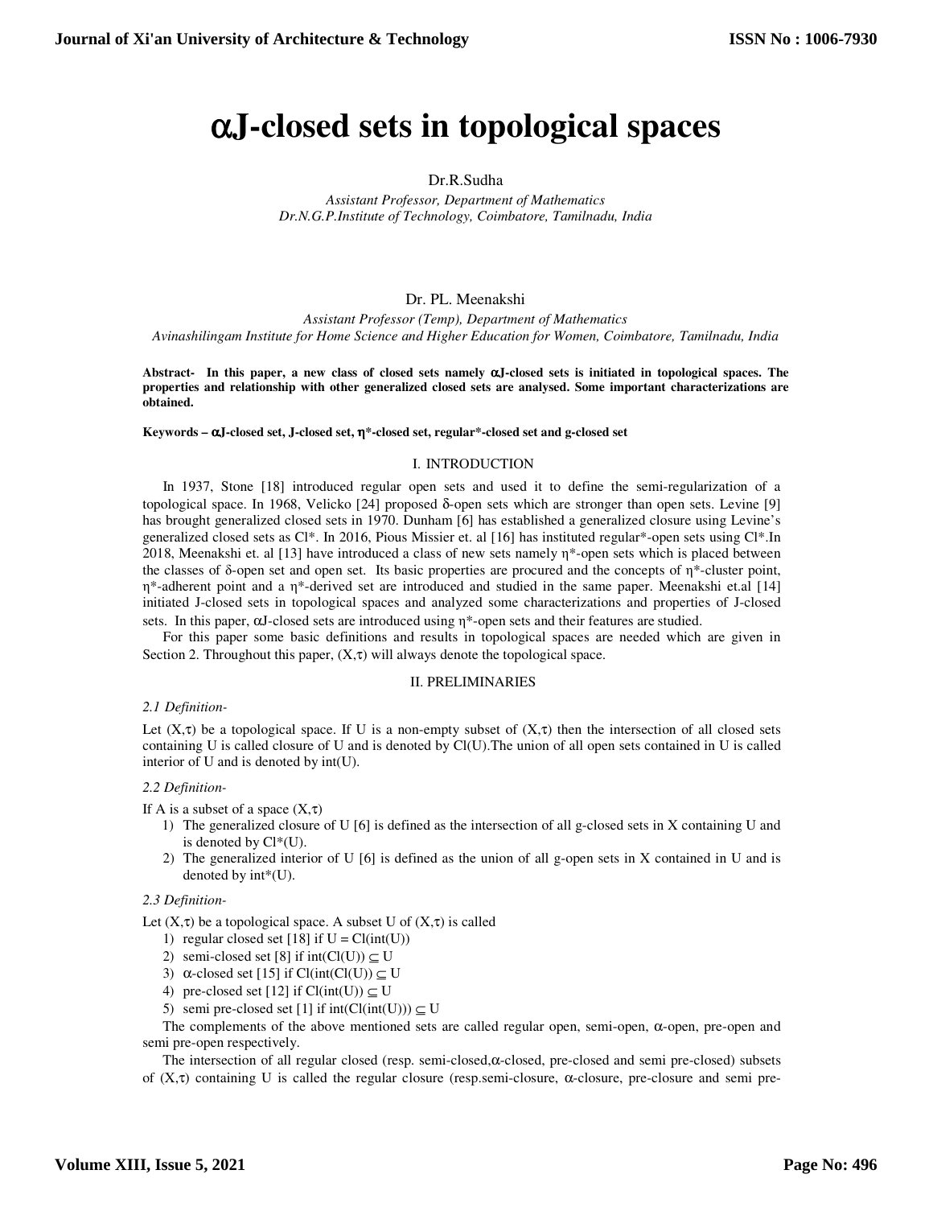# $\alpha$J-closed sets in topological spaces

Dr.R.Sudha

*Assistant Professor, Department of Mathematics*
*Dr.N.G.P.Institute of Technology, Coimbatore, Tamilnadu, India*

Dr. PL. Meenakshi

*Assistant Professor (Temp), Department of Mathematics*
*Avinashilingam Institute for Home Science and Higher Education for Women, Coimbatore, Tamilnadu, India*

**Abstract- In this paper, a new class of closed sets namely $\alpha$J-closed sets is initiated in topological spaces. The properties and relationship with other generalized closed sets are analysed. Some important characterizations are obtained.**

**Keywords – $\alpha$J-closed set, J-closed set, $\eta$*-closed set, regular*-closed set and g-closed set**

## I. INTRODUCTION

In 1937, Stone [18] introduced regular open sets and used it to define the semi-regularization of a topological space. In 1968, Velicko [24] proposed $\delta$-open sets which are stronger than open sets. Levine [9] has brought generalized closed sets in 1970. Dunham [6] has established a generalized closure using Levine's generalized closed sets as Cl*. In 2016, Pious Missier et. al [16] has instituted regular*-open sets using Cl*.In 2018, Meenakshi et. al [13] have introduced a class of new sets namely $\eta$*-open sets which is placed between the classes of $\delta$-open set and open set. Its basic properties are procured and the concepts of $\eta$*-cluster point, $\eta$*-adherent point and a $\eta$*-derived set are introduced and studied in the same paper. Meenakshi et.al [14] initiated J-closed sets in topological spaces and analyzed some characterizations and properties of J-closed sets. In this paper, $\alpha$J-closed sets are introduced using $\eta$*-open sets and their features are studied.

For this paper some basic definitions and results in topological spaces are needed which are given in Section 2. Throughout this paper, $(X,\tau)$ will always denote the topological space.

## II. PRELIMINARIES

*2.1 Definition-*

Let $(X,\tau)$ be a topological space. If U is a non-empty subset of $(X,\tau)$ then the intersection of all closed sets containing U is called closure of U and is denoted by Cl(U).The union of all open sets contained in U is called interior of U and is denoted by int(U).

*2.2 Definition-*

If A is a subset of a space $(X,\tau)$

1) The generalized closure of U [6] is defined as the intersection of all g-closed sets in X containing U and is denoted by Cl*(U).
2) The generalized interior of U [6] is defined as the union of all g-open sets in X contained in U and is denoted by int*(U).

*2.3 Definition-*

Let $(X,\tau)$ be a topological space. A subset U of $(X,\tau)$ is called

1) regular closed set [18] if $U = Cl(int(U))$
2) semi-closed set [8] if $int(Cl(U)) \subseteq U$
3) $\alpha$-closed set [15] if $Cl(int(Cl(U))) \subseteq U$
4) pre-closed set [12] if $Cl(int(U)) \subseteq U$
5) semi pre-closed set [1] if $int(Cl(int(U))) \subseteq U$

The complements of the above mentioned sets are called regular open, semi-open, $\alpha$-open, pre-open and semi pre-open respectively.

The intersection of all regular closed (resp. semi-closed,$\alpha$-closed, pre-closed and semi pre-closed) subsets of $(X,\tau)$ containing U is called the regular closure (resp.semi-closure, $\alpha$-closure, pre-closure and semi pre-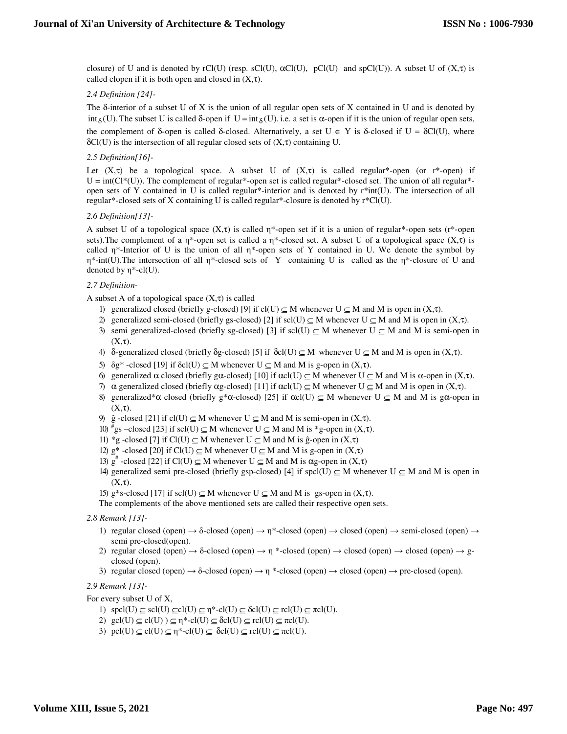closure) of U and is denoted by rCl(U) (resp. sCl(U), $\alpha$Cl(U), pCl(U) and spCl(U)). A subset U of $(X,\tau)$ is called clopen if it is both open and closed in $(X,\tau)$.

*2.4 Definition [24]-*

The $\delta$-interior of a subset U of X is the union of all regular open sets of X contained in U and is denoted by $\text{int}_\delta(U)$. The subset U is called $\delta$-open if $U = \text{int}_\delta(U)$. i.e. a set is $\alpha$-open if it is the union of regular open sets, the complement of $\delta$-open is called $\delta$-closed. Alternatively, a set $U \in Y$ is $\delta$-closed if U = $\delta$Cl(U), where $\delta$Cl(U) is the intersection of all regular closed sets of $(X,\tau)$ containing U.

*2.5 Definition[16]-*

Let $(X,\tau)$ be a topological space. A subset U of $(X,\tau)$ is called regular*-open (or r*-open) if U = int(Cl*(U)). The complement of regular*-open set is called regular*-closed set. The union of all regular*-open sets of Y contained in U is called regular*-interior and is denoted by r*int(U). The intersection of all regular*-closed sets of X containing U is called regular*-closure is denoted by r*Cl(U).

*2.6 Definition[13]-*

A subset U of a topological space $(X,\tau)$ is called $\eta$*-open set if it is a union of regular*-open sets (r*-open sets).The complement of a $\eta$*-open set is called a $\eta$*-closed set. A subset U of a topological space $(X,\tau)$ is called $\eta$*-Interior of U is the union of all $\eta$*-open sets of Y contained in U. We denote the symbol by $\eta$*-int(U).The intersection of all $\eta$*-closed sets of Y containing U is called as the $\eta$*-closure of U and denoted by $\eta$*-cl(U).

*2.7 Definition-*

A subset A of a topological space $(X,\tau)$ is called

1) generalized closed (briefly g-closed) [9] if $cl(U) \subseteq M$ whenever $U \subseteq M$ and M is open in $(X,\tau)$.
2) generalized semi-closed (briefly gs-closed) [2] if $scl(U) \subseteq M$ whenever $U \subseteq M$ and M is open in $(X,\tau)$.
3) semi generalized-closed (briefly sg-closed) [3] if $scl(U) \subseteq M$ whenever $U \subseteq M$ and M is semi-open in $(X,\tau)$.
4) $\delta$-generalized closed (briefly $\delta$g-closed) [5] if $\delta cl(U) \subseteq M$ whenever $U \subseteq M$ and M is open in $(X,\tau)$.
5) $\delta g^*$ -closed [19] if $\delta cl(U) \subseteq M$ whenever $U \subseteq M$ and M is g-open in $(X,\tau)$.
6) generalized $\alpha$ closed (briefly g$\alpha$-closed) [10] if $\alpha cl(U) \subseteq M$ whenever $U \subseteq M$ and M is $\alpha$-open in $(X,\tau)$.
7) $\alpha$ generalized closed (briefly $\alpha$g-closed) [11] if $\alpha cl(U) \subseteq M$ whenever $U \subseteq M$ and M is open in $(X,\tau)$.
8) generalized*$\alpha$ closed (briefly g*$\alpha$-closed) [25] if $\alpha cl(U) \subseteq M$ whenever $U \subseteq M$ and M is g$\alpha$-open in $(X,\tau)$.
9) $\hat{g}$ -closed [21] if $cl(U) \subseteq M$ whenever $U \subseteq M$ and M is semi-open in $(X,\tau)$.
10) $^{\#}$gs –closed [23] if $scl(U) \subseteq M$ whenever $U \subseteq M$ and M is *g-open in $(X,\tau)$.
11) *g -closed [7] if $Cl(U) \subseteq M$ whenever $U \subseteq M$ and M is $\hat{g}$-open in $(X,\tau)$
12) g* -closed [20] if $Cl(U) \subseteq M$ whenever $U \subseteq M$ and M is g-open in $(X,\tau)$
13) $g^{\#}$ -closed [22] if $Cl(U) \subseteq M$ whenever $U \subseteq M$ and M is $\alpha$g-open in $(X,\tau)$
14) generalized semi pre-closed (briefly gsp-closed) [4] if $spcl(U) \subseteq M$ whenever $U \subseteq M$ and M is open in $(X,\tau)$.
15) g*s-closed [17] if $scl(U) \subseteq M$ whenever $U \subseteq M$ and M is gs-open in $(X,\tau)$.

The complements of the above mentioned sets are called their respective open sets.

*2.8 Remark [13]-*

1) regular closed (open) → $\delta$-closed (open) → $\eta$*-closed (open) → closed (open) → semi-closed (open) → semi pre-closed(open).
2) regular closed (open) → $\delta$-closed (open) → $\eta$ *-closed (open) → closed (open) → closed (open) → g-closed (open).
3) regular closed (open) → $\delta$-closed (open) → $\eta$ *-closed (open) → closed (open) → pre-closed (open).

*2.9 Remark [13]-*

For every subset U of X,

1) $spcl(U) \subseteq scl(U) \subseteq cl(U) \subseteq \eta^*\text{-}cl(U) \subseteq \delta cl(U) \subseteq rcl(U) \subseteq \pi cl(U)$.
2) $gcl(U) \subseteq cl(U) ) \subseteq \eta^*\text{-}cl(U) \subseteq \delta cl(U) \subseteq rcl(U) \subseteq \pi cl(U)$.
3) $pcl(U) \subseteq cl(U) \subseteq \eta^*\text{-}cl(U) \subseteq \delta cl(U) \subseteq rcl(U) \subseteq \pi cl(U)$.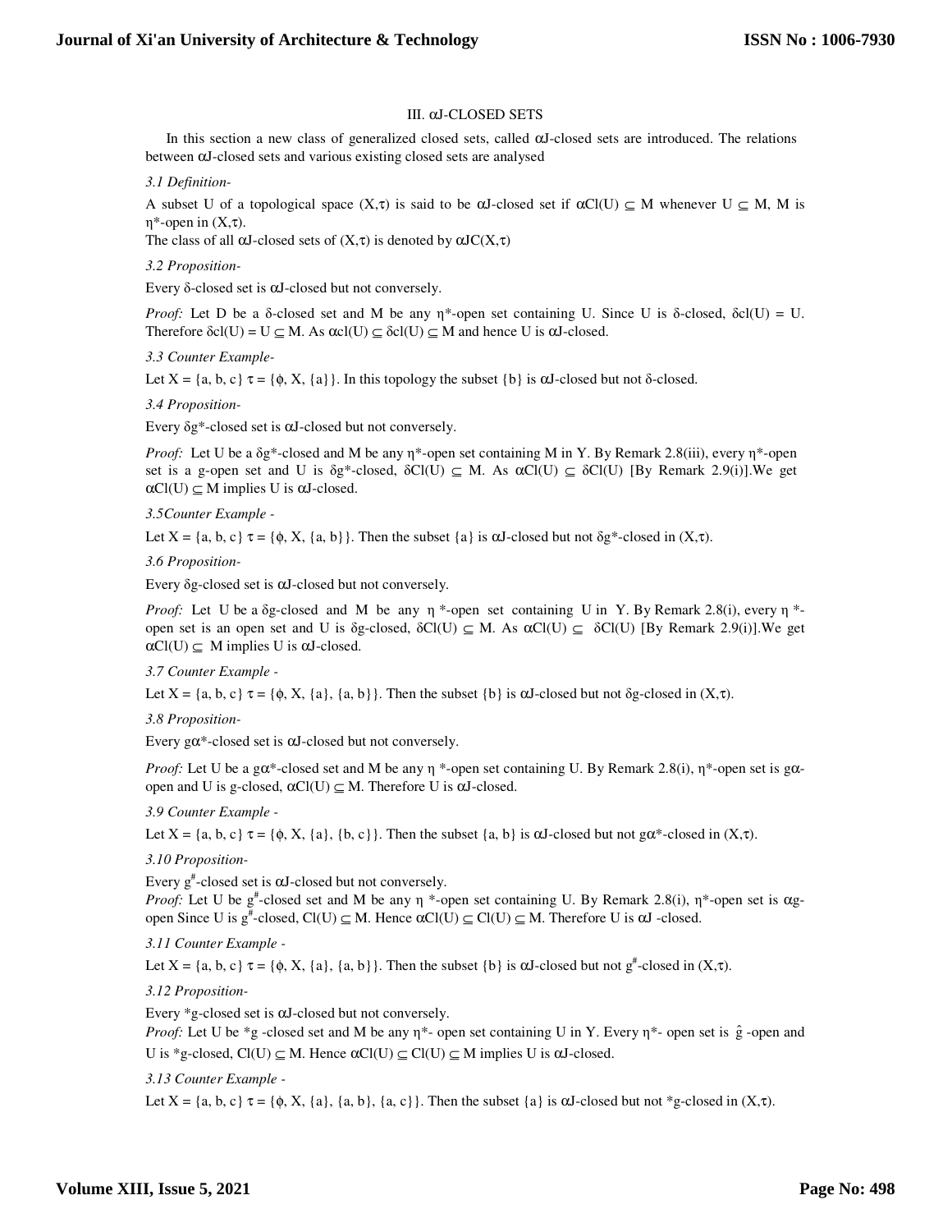## III. αJ-CLOSED SETS

In this section a new class of generalized closed sets, called αJ-closed sets are introduced. The relations between αJ-closed sets and various existing closed sets are analysed

*3.1 Definition-*

A subset U of a topological space $(X,\tau)$ is said to be αJ-closed set if $\alpha Cl(U) \subseteq M$ whenever $U \subseteq M$, M is η*-open in $(X,\tau)$.
The class of all αJ-closed sets of $(X,\tau)$ is denoted by $\alpha JC(X,\tau)$

*3.2 Proposition-*

Every δ-closed set is αJ-closed but not conversely.

*Proof:* Let D be a δ-closed set and M be any η*-open set containing U. Since U is δ-closed, $\delta cl(U) = U$. Therefore $\delta cl(U) = U \subseteq M$. As $\alpha cl(U) \subseteq \delta cl(U) \subseteq M$ and hence U is αJ-closed.

*3.3 Counter Example-*

Let $X = \{a, b, c\}$ $\tau = \{\phi, X, \{a\}\}$. In this topology the subset {b} is αJ-closed but not δ-closed.

*3.4 Proposition-*

Every δg*-closed set is αJ-closed but not conversely.

*Proof:* Let U be a δg*-closed and M be any η*-open set containing M in Y. By Remark 2.8(iii), every η*-open set is a g-open set and U is δg*-closed, $\delta Cl(U) \subseteq M$. As $\alpha Cl(U) \subseteq \delta Cl(U)$ [By Remark 2.9(i)].We get $\alpha Cl(U) \subseteq M$ implies U is αJ-closed.

*3.5Counter Example -*

Let $X = \{a, b, c\}$ $\tau = \{\phi, X, \{a, b\}\}$. Then the subset {a} is αJ-closed but not δg*-closed in $(X,\tau)$.

*3.6 Proposition-*

Every δg-closed set is αJ-closed but not conversely.

*Proof:* Let U be a δg-closed and M be any η *-open set containing U in Y. By Remark 2.8(i), every η *-open set is an open set and U is δg-closed, $\delta Cl(U) \subseteq M$. As $\alpha Cl(U) \subseteq \delta Cl(U)$ [By Remark 2.9(i)].We get $\alpha Cl(U) \subseteq M$ implies U is αJ-closed.

*3.7 Counter Example -*

Let $X = \{a, b, c\}$ $\tau = \{\phi, X, \{a\}, \{a, b\}\}$. Then the subset {b} is αJ-closed but not δg-closed in $(X,\tau)$.

*3.8 Proposition-*

Every gα*-closed set is αJ-closed but not conversely.

*Proof:* Let U be a gα*-closed set and M be any η *-open set containing U. By Remark 2.8(i), η*-open set is gα-open and U is g-closed, $\alpha Cl(U) \subseteq M$. Therefore U is αJ-closed.

*3.9 Counter Example -*

Let $X = \{a, b, c\}$ $\tau = \{\phi, X, \{a\}, \{b, c\}\}$. Then the subset {a, b} is αJ-closed but not gα*-closed in $(X,\tau)$.

*3.10 Proposition-*

Every $g^{\#}$-closed set is αJ-closed but not conversely.
*Proof:* Let U be $g^{\#}$-closed set and M be any η *-open set containing U. By Remark 2.8(i), η*-open set is αg-open Since U is $g^{\#}$-closed, $Cl(U) \subseteq M$. Hence $\alpha Cl(U) \subseteq Cl(U) \subseteq M$. Therefore U is αJ -closed.

*3.11 Counter Example -*

Let $X = \{a, b, c\}$ $\tau = \{\phi, X, \{a\}, \{a, b\}\}$. Then the subset {b} is αJ-closed but not $g^{\#}$-closed in $(X,\tau)$.

*3.12 Proposition-*

Every *g-closed set is αJ-closed but not conversely.
*Proof:* Let U be *g -closed set and M be any η*- open set containing U in Y. Every η*- open set is $\hat{g}$ -open and U is *g-closed, $Cl(U) \subseteq M$. Hence $\alpha Cl(U) \subseteq Cl(U) \subseteq M$ implies U is αJ-closed.

*3.13 Counter Example -*

Let $X = \{a, b, c\}$ $\tau = \{\phi, X, \{a\}, \{a, b\}, \{a, c\}\}$. Then the subset {a} is αJ-closed but not *g-closed in $(X,\tau)$.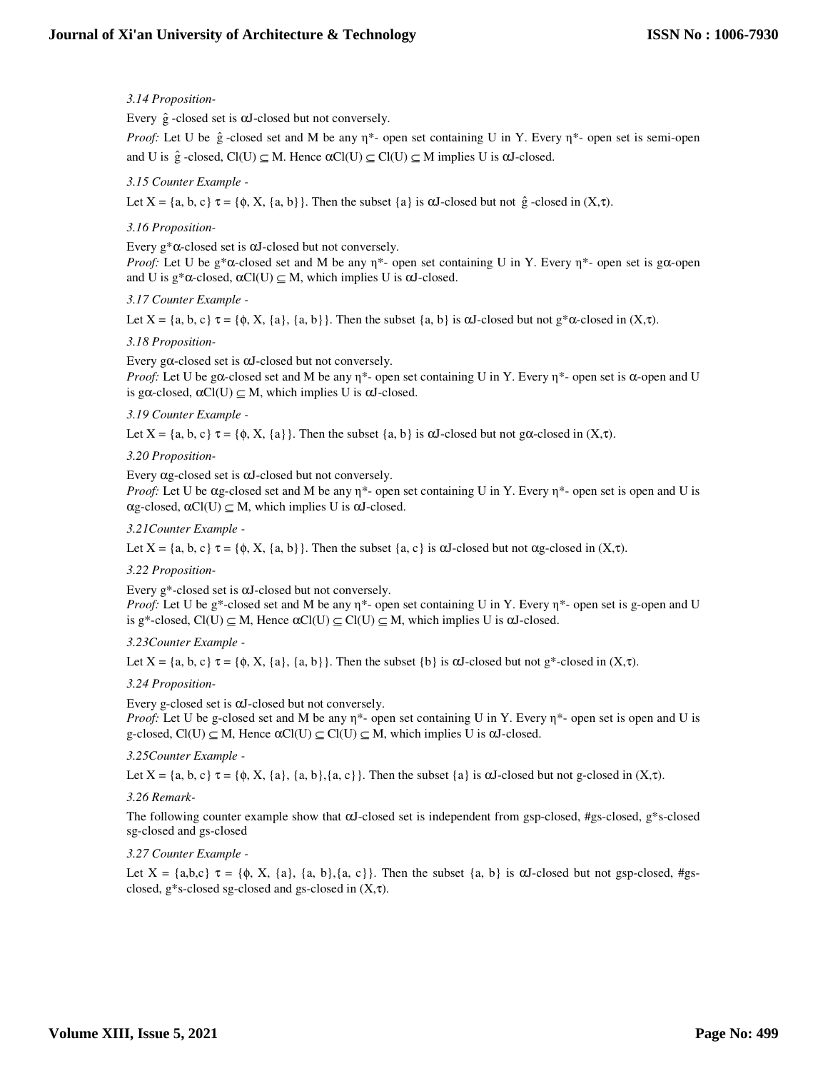*3.14 Proposition-*

Every $\hat{g}$-closed set is $\alpha$J-closed but not conversely.

*Proof:* Let U be $\hat{g}$-closed set and M be any $\eta^*$- open set containing U in Y. Every $\eta^*$- open set is semi-open and U is $\hat{g}$-closed, $Cl(U) \subseteq M$. Hence $\alpha Cl(U) \subseteq Cl(U) \subseteq M$ implies U is $\alpha$J-closed.

*3.15 Counter Example -*

Let X = {a, b, c} $\tau$ = {$\phi$, X, {a, b}}. Then the subset {a} is $\alpha$J-closed but not $\hat{g}$-closed in (X,$\tau$).

*3.16 Proposition-*

Every $g^*\alpha$-closed set is $\alpha$J-closed but not conversely.

*Proof:* Let U be $g^*\alpha$-closed set and M be any $\eta^*$- open set containing U in Y. Every $\eta^*$- open set is g$\alpha$-open and U is $g^*\alpha$-closed, $\alpha Cl(U) \subseteq M$, which implies U is $\alpha$J-closed.

*3.17 Counter Example -*

Let X = {a, b, c} $\tau$ = {$\phi$, X, {a}, {a, b}}. Then the subset {a, b} is $\alpha$J-closed but not $g^*\alpha$-closed in (X,$\tau$).

*3.18 Proposition-*

Every g$\alpha$-closed set is $\alpha$J-closed but not conversely.

*Proof:* Let U be g$\alpha$-closed set and M be any $\eta^*$- open set containing U in Y. Every $\eta^*$- open set is $\alpha$-open and U is g$\alpha$-closed, $\alpha Cl(U) \subseteq M$, which implies U is $\alpha$J-closed.

*3.19 Counter Example -*

Let X = {a, b, c} $\tau$ = {$\phi$, X, {a}}. Then the subset {a, b} is $\alpha$J-closed but not g$\alpha$-closed in (X,$\tau$).

*3.20 Proposition-*

Every $\alpha$g-closed set is $\alpha$J-closed but not conversely.

*Proof:* Let U be $\alpha$g-closed set and M be any $\eta^*$- open set containing U in Y. Every $\eta^*$- open set is open and U is $\alpha$g-closed, $\alpha Cl(U) \subseteq M$, which implies U is $\alpha$J-closed.

*3.21Counter Example -*

Let X = {a, b, c} $\tau$ = {$\phi$, X, {a, b}}. Then the subset {a, c} is $\alpha$J-closed but not $\alpha$g-closed in (X,$\tau$).

*3.22 Proposition-*

Every g*-closed set is $\alpha$J-closed but not conversely.

*Proof:* Let U be g*-closed set and M be any $\eta^*$- open set containing U in Y. Every $\eta^*$- open set is g-open and U is g*-closed, $Cl(U) \subseteq M$, Hence $\alpha Cl(U) \subseteq Cl(U) \subseteq M$, which implies U is $\alpha$J-closed.

*3.23Counter Example -*

Let X = {a, b, c} $\tau$ = {$\phi$, X, {a}, {a, b}}. Then the subset {b} is $\alpha$J-closed but not g*-closed in (X,$\tau$).

*3.24 Proposition-*

Every g-closed set is $\alpha$J-closed but not conversely.

*Proof:* Let U be g-closed set and M be any $\eta^*$- open set containing U in Y. Every $\eta^*$- open set is open and U is g-closed, $Cl(U) \subseteq M$, Hence $\alpha Cl(U) \subseteq Cl(U) \subseteq M$, which implies U is $\alpha$J-closed.

*3.25Counter Example -*

Let X = {a, b, c} $\tau$ = {$\phi$, X, {a}, {a, b},{a, c}}. Then the subset {a} is $\alpha$J-closed but not g-closed in (X,$\tau$).

*3.26 Remark-*

The following counter example show that $\alpha$J-closed set is independent from gsp-closed, #gs-closed, g*s-closed sg-closed and gs-closed

*3.27 Counter Example -*

Let X = {a,b,c} $\tau$ = {$\phi$, X, {a}, {a, b},{a, c}}. Then the subset {a, b} is $\alpha$J-closed but not gsp-closed, #gs-closed, g*s-closed sg-closed and gs-closed in (X,$\tau$).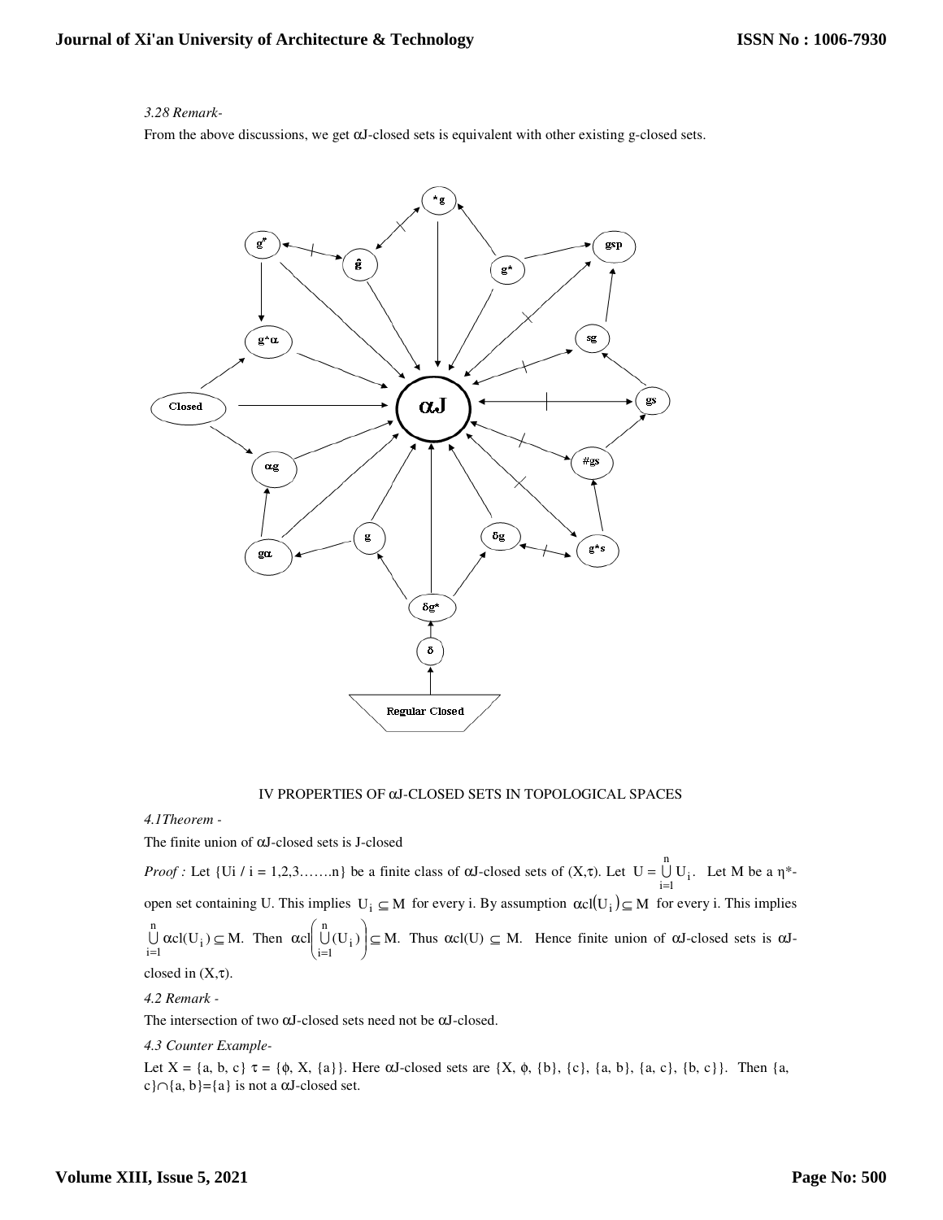*3.28 Remark-*

From the above discussions, we get αJ-closed sets is equivalent with other existing g-closed sets.

IV PROPERTIES OF αJ-CLOSED SETS IN TOPOLOGICAL SPACES

*4.1Theorem -*

The finite union of αJ-closed sets is J-closed

*Proof :* Let {Ui / i = 1,2,3…….n} be a finite class of αJ-closed sets of (X,τ). Let $U = \bigcup_{i=1}^{n} U_i$. Let M be a η*-open set containing U. This implies $U_i \subseteq M$ for every i. By assumption $\alpha cl(U_i) \subseteq M$ for every i. This implies $\bigcup_{i=1}^{n} \alpha cl(U_i) \subseteq M$. Then $\alpha cl\left(\bigcup_{i=1}^{n}(U_i)\right) \subseteq M$. Thus $\alpha cl(U) \subseteq M$. Hence finite union of αJ-closed sets is αJ-closed in (X,τ).

*4.2 Remark -*

The intersection of two αJ-closed sets need not be αJ-closed.

*4.3 Counter Example-*

Let X = {a, b, c} τ = {ϕ, X, {a}}. Here αJ-closed sets are {X, ϕ, {b}, {c}, {a, b}, {a, c}, {b, c}}. Then {a, c}∩{a, b}={a} is not a αJ-closed set.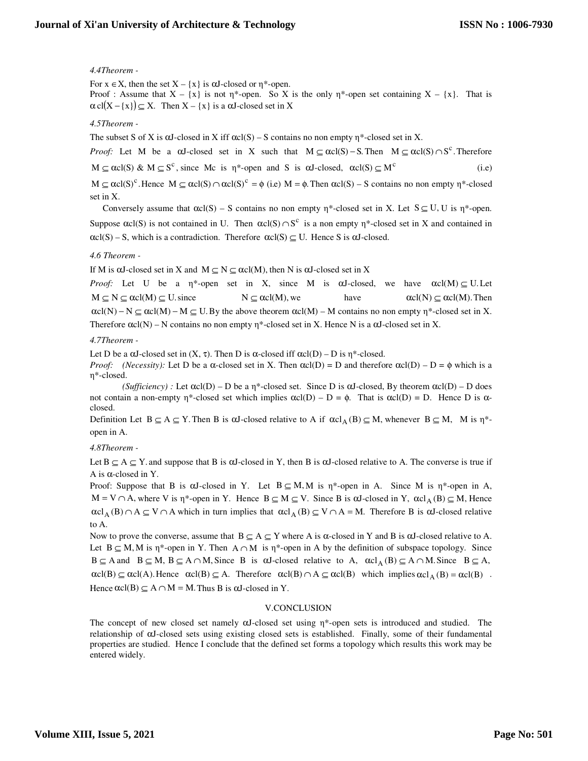*4.4Theorem -*

For $x \in X$, then the set $X - \{x\}$ is $\alpha$J-closed or $\eta^*$-open.
Proof : Assume that $X - \{x\}$ is not $\eta^*$-open. So X is the only $\eta^*$-open set containing $X - \{x\}$. That is $\alpha\,cl(X - \{x\}) \subseteq X$. Then $X - \{x\}$ is a $\alpha$J-closed set in X

*4.5Theorem -*

The subset S of X is $\alpha$J-closed in X iff $\alpha$cl(S) – S contains no non empty $\eta^*$-closed set in X.

*Proof:* Let M be a $\alpha$J-closed set in X such that $M \subseteq \alpha cl(S) - S$. Then $M \subseteq \alpha cl(S) \cap S^c$. Therefore $M \subseteq \alpha cl(S)$ & $M \subseteq S^c$, since Mc is $\eta^*$-open and S is $\alpha$J-closed, $\alpha cl(S) \subseteq M^c$ (i.e) $M \subseteq \alpha cl(S)^c$. Hence $M \subseteq \alpha cl(S) \cap \alpha cl(S)^c = \phi$ (i.e) $M = \phi$. Then $\alpha$cl(S) – S contains no non empty $\eta^*$-closed set in X.

Conversely assume that $\alpha$cl(S) – S contains no non empty $\eta^*$-closed set in X. Let $S \subseteq U$, U is $\eta^*$-open. Suppose $\alpha$cl(S) is not contained in U. Then $\alpha cl(S) \cap S^c$ is a non empty $\eta^*$-closed set in X and contained in $\alpha$cl(S) – S, which is a contradiction. Therefore $\alpha cl(S) \subseteq U$. Hence S is $\alpha$J-closed.

*4.6 Theorem -*

If M is $\alpha$J-closed set in X and $M \subseteq N \subseteq \alpha cl(M)$, then N is $\alpha$J-closed set in X

*Proof:* Let U be a $\eta^*$-open set in X, since M is $\alpha$J-closed, we have $\alpha cl(M) \subseteq U$. Let $M \subseteq N \subseteq \alpha cl(M) \subseteq U$. since $N \subseteq \alpha cl(M)$, we have $\alpha cl(N) \subseteq \alpha cl(M)$. Then $\alpha cl(N) - N \subseteq \alpha cl(M) - M \subseteq U$. By the above theorem $\alpha$cl(M) – M contains no non empty $\eta^*$-closed set in X. Therefore $\alpha$cl(N) – N contains no non empty $\eta^*$-closed set in X. Hence N is a $\alpha$J-closed set in X.

*4.7Theorem -*

Let D be a $\alpha$J-closed set in $(X, \tau)$. Then D is $\alpha$-closed iff $\alpha$cl(D) – D is $\eta^*$-closed.

*Proof:* *(Necessity):* Let D be a $\alpha$-closed set in X. Then $\alpha$cl(D) = D and therefore $\alpha cl(D) - D = \phi$ which is a $\eta^*$-closed.

*(Sufficiency) :* Let $\alpha$cl(D) – D be a $\eta^*$-closed set. Since D is $\alpha$J-closed, By theorem $\alpha$cl(D) – D does not contain a non-empty $\eta^*$-closed set which implies $\alpha cl(D) - D = \phi$. That is $\alpha$cl(D) = D. Hence D is $\alpha$-closed.

Definition Let $B \subseteq A \subseteq Y$. Then B is $\alpha$J-closed relative to A if $\alpha cl_A(B) \subseteq M$, whenever $B \subseteq M$, M is $\eta^*$-open in A.

*4.8Theorem -*

Let $B \subseteq A \subseteq Y$. and suppose that B is $\alpha$J-closed in Y, then B is $\alpha$J-closed relative to A. The converse is true if A is $\alpha$-closed in Y.

Proof: Suppose that B is $\alpha$J-closed in Y. Let $B \subseteq M$, M is $\eta^*$-open in A. Since M is $\eta^*$-open in A, $M = V \cap A$, where V is $\eta^*$-open in Y. Hence $B \subseteq M \subseteq V$. Since B is $\alpha$J-closed in Y, $\alpha cl_A(B) \subseteq M$, Hence $\alpha cl_A(B) \cap A \subseteq V \cap A$ which in turn implies that $\alpha cl_A(B) \subseteq V \cap A = M$. Therefore B is $\alpha$J-closed relative to A.

Now to prove the converse, assume that $B \subseteq A \subseteq Y$ where A is $\alpha$-closed in Y and B is $\alpha$J-closed relative to A. Let $B \subseteq M$, M is $\eta^*$-open in Y. Then $A \cap M$ is $\eta^*$-open in A by the definition of subspace topology. Since $B \subseteq A$ and $B \subseteq M$, $B \subseteq A \cap M$, Since B is $\alpha$J-closed relative to A, $\alpha cl_A(B) \subseteq A \cap M$. Since $B \subseteq A$, $\alpha cl(B) \subseteq \alpha cl(A)$. Hence $\alpha cl(B) \subseteq A$. Therefore $\alpha cl(B) \cap A \subseteq \alpha cl(B)$ which implies $\alpha cl_A(B) = \alpha cl(B)$. Hence $\alpha cl(B) \subseteq A \cap M = M$. Thus B is $\alpha$J-closed in Y.

## V.CONCLUSION

The concept of new closed set namely $\alpha$J-closed set using $\eta^*$-open sets is introduced and studied. The relationship of $\alpha$J-closed sets using existing closed sets is established. Finally, some of their fundamental properties are studied. Hence I conclude that the defined set forms a topology which results this work may be entered widely.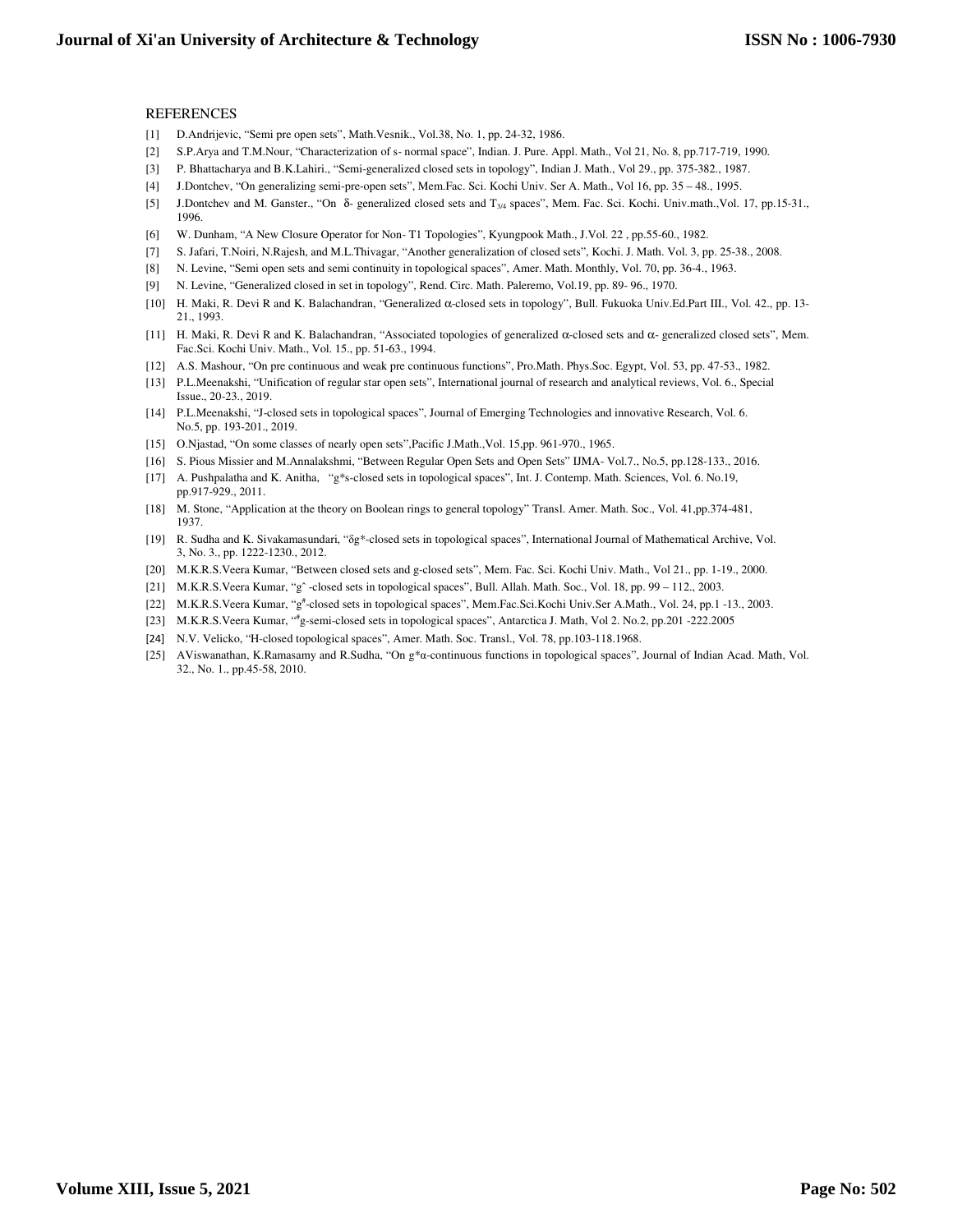## REFERENCES

[1] D.Andrijevic, "Semi pre open sets", Math.Vesnik., Vol.38, No. 1, pp. 24-32, 1986.

[2] S.P.Arya and T.M.Nour, "Characterization of s- normal space", Indian. J. Pure. Appl. Math., Vol 21, No. 8, pp.717-719, 1990.

[3] P. Bhattacharya and B.K.Lahiri., "Semi-generalized closed sets in topology", Indian J. Math., Vol 29., pp. 375-382., 1987.

[4] J.Dontchev, "On generalizing semi-pre-open sets", Mem.Fac. Sci. Kochi Univ. Ser A. Math., Vol 16, pp. 35 – 48., 1995.

[5] J.Dontchev and M. Ganster., "On δ- generalized closed sets and $T_{3/4}$ spaces", Mem. Fac. Sci. Kochi. Univ.math.,Vol. 17, pp.15-31., 1996.

[6] W. Dunham, "A New Closure Operator for Non- T1 Topologies", Kyungpook Math., J.Vol. 22 , pp.55-60., 1982.

[7] S. Jafari, T.Noiri, N.Rajesh, and M.L.Thivagar, "Another generalization of closed sets", Kochi. J. Math. Vol. 3, pp. 25-38., 2008.

[8] N. Levine, "Semi open sets and semi continuity in topological spaces", Amer. Math. Monthly, Vol. 70, pp. 36-4., 1963.

[9] N. Levine, "Generalized closed in set in topology", Rend. Circ. Math. Paleremo, Vol.19, pp. 89- 96., 1970.

[10] H. Maki, R. Devi R and K. Balachandran, "Generalized α-closed sets in topology", Bull. Fukuoka Univ.Ed.Part III., Vol. 42., pp. 13-21., 1993.

[11] H. Maki, R. Devi R and K. Balachandran, "Associated topologies of generalized α-closed sets and α- generalized closed sets", Mem. Fac.Sci. Kochi Univ. Math., Vol. 15., pp. 51-63., 1994.

[12] A.S. Mashour, "On pre continuous and weak pre continuous functions", Pro.Math. Phys.Soc. Egypt, Vol. 53, pp. 47-53., 1982.

[13] P.L.Meenakshi, "Unification of regular star open sets", International journal of research and analytical reviews, Vol. 6., Special Issue., 20-23., 2019.

[14] P.L.Meenakshi, "J-closed sets in topological spaces", Journal of Emerging Technologies and innovative Research, Vol. 6. No.5, pp. 193-201., 2019.

[15] O.Njastad, "On some classes of nearly open sets",Pacific J.Math.,Vol. 15,pp. 961-970., 1965.

[16] S. Pious Missier and M.Annalakshmi, "Between Regular Open Sets and Open Sets" IJMA- Vol.7., No.5, pp.128-133., 2016.

[17] A. Pushpalatha and K. Anitha, "g*s-closed sets in topological spaces", Int. J. Contemp. Math. Sciences, Vol. 6. No.19, pp.917-929., 2011.

[18] M. Stone, "Application at the theory on Boolean rings to general topology" Transl. Amer. Math. Soc., Vol. 41,pp.374-481, 1937.

[19] R. Sudha and K. Sivakamasundari, "δg*-closed sets in topological spaces", International Journal of Mathematical Archive, Vol. 3, No. 3., pp. 1222-1230., 2012.

[20] M.K.R.S.Veera Kumar, "Between closed sets and g-closed sets", Mem. Fac. Sci. Kochi Univ. Math., Vol 21., pp. 1-19., 2000.

[21] M.K.R.S.Veera Kumar, "g^ -closed sets in topological spaces", Bull. Allah. Math. Soc., Vol. 18, pp. 99 – 112., 2003.

[22] M.K.R.S.Veera Kumar, "g#-closed sets in topological spaces", Mem.Fac.Sci.Kochi Univ.Ser A.Math., Vol. 24, pp.1 -13., 2003.

[23] M.K.R.S.Veera Kumar, "#g-semi-closed sets in topological spaces", Antarctica J. Math, Vol 2. No.2, pp.201 -222.2005

[24] N.V. Velicko, "H-closed topological spaces", Amer. Math. Soc. Transl., Vol. 78, pp.103-118.1968.

[25] AViswanathan, K.Ramasamy and R.Sudha, "On g*α-continuous functions in topological spaces", Journal of Indian Acad. Math, Vol. 32., No. 1., pp.45-58, 2010.